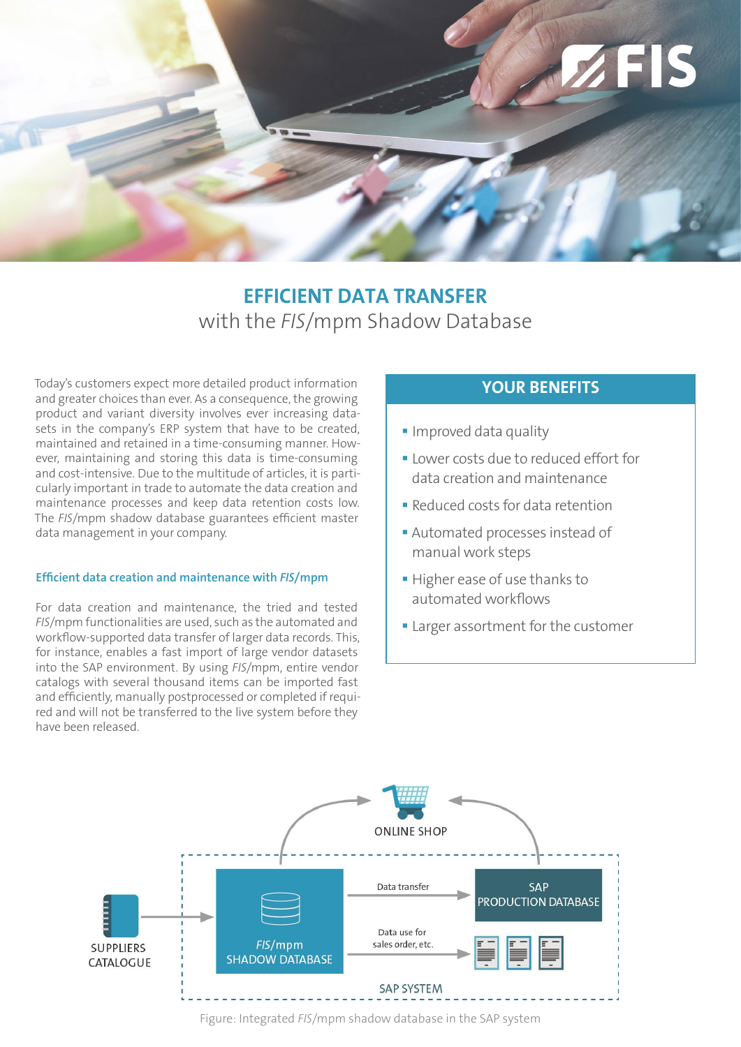# EFFICIENT DATA TRANSFER

with the *FIS*/mpm Shadow Database

Today's customers expect more detailed product information and greater choices than ever. As a consequence, the growing product and variant diversity involves ever increasing datasets in the company's ERP system that have to be created, maintained and retained in a time-consuming manner. However, maintaining and storing this data is time-consuming and cost-intensive. Due to the multitude of articles, it is particularly important in trade to automate the data creation and maintenance processes and keep data retention costs low. The *FIS*/mpm shadow database guarantees efficient master data management in your company.

### Efficient data creation and maintenance with *FIS*/mpm

For data creation and maintenance, the tried and tested *FIS*/mpm functionalities are used, such as the automated and workflow-supported data transfer of larger data records. This, for instance, enables a fast import of large vendor datasets into the SAP environment. By using *FIS*/mpm, entire vendor catalogs with several thousand items can be imported fast and efficiently, manually postprocessed or completed if required and will not be transferred to the live system before they have been released.

## YOUR BENEFITS

- Improved data quality
- Lower costs due to reduced effort for data creation and maintenance
- Reduced costs for data retention
- Automated processes instead of manual work steps
- Higher ease of use thanks to automated workflows
- Larger assortment for the customer

ONLINE SHOP

SUPPLIERS CATALOGUE

*FIS*/mpm SHADOW DATABASE

Data transfer

SAP PRODUCTION DATABASE

Data use for sales order, etc.

SAP SYSTEM

Figure: Integrated *FIS*/mpm shadow database in the SAP system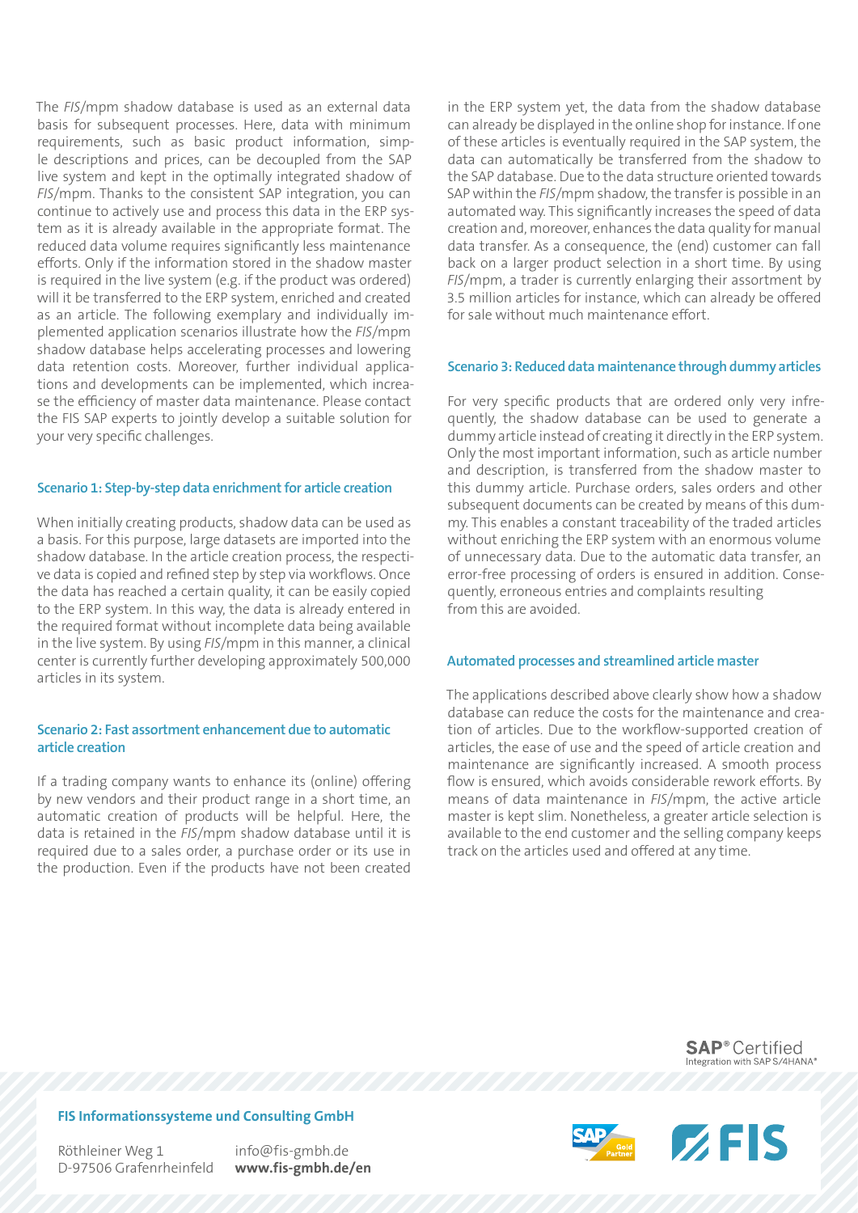The *FIS*/mpm shadow database is used as an external data basis for subsequent processes. Here, data with minimum requirements, such as basic product information, simple descriptions and prices, can be decoupled from the SAP live system and kept in the optimally integrated shadow of *FIS*/mpm. Thanks to the consistent SAP integration, you can continue to actively use and process this data in the ERP system as it is already available in the appropriate format. The reduced data volume requires significantly less maintenance efforts. Only if the information stored in the shadow master is required in the live system (e.g. if the product was ordered) will it be transferred to the ERP system, enriched and created as an article. The following exemplary and individually implemented application scenarios illustrate how the *FIS*/mpm shadow database helps accelerating processes and lowering data retention costs. Moreover, further individual applications and developments can be implemented, which increase the efficiency of master data maintenance. Please contact the FIS SAP experts to jointly develop a suitable solution for your very specific challenges.

### Scenario 1: Step-by-step data enrichment for article creation

When initially creating products, shadow data can be used as a basis. For this purpose, large datasets are imported into the shadow database. In the article creation process, the respective data is copied and refined step by step via workflows. Once the data has reached a certain quality, it can be easily copied to the ERP system. In this way, the data is already entered in the required format without incomplete data being available in the live system. By using *FIS*/mpm in this manner, a clinical center is currently further developing approximately 500,000 articles in its system.

### Scenario 2: Fast assortment enhancement due to automatic article creation

If a trading company wants to enhance its (online) offering by new vendors and their product range in a short time, an automatic creation of products will be helpful. Here, the data is retained in the *FIS*/mpm shadow database until it is required due to a sales order, a purchase order or its use in the production. Even if the products have not been created in the ERP system yet, the data from the shadow database can already be displayed in the online shop for instance. If one of these articles is eventually required in the SAP system, the data can automatically be transferred from the shadow to the SAP database. Due to the data structure oriented towards SAP within the *FIS*/mpm shadow, the transfer is possible in an automated way. This significantly increases the speed of data creation and, moreover, enhances the data quality for manual data transfer. As a consequence, the (end) customer can fall back on a larger product selection in a short time. By using *FIS*/mpm, a trader is currently enlarging their assortment by 3.5 million articles for instance, which can already be offered for sale without much maintenance effort.

### Scenario 3: Reduced data maintenance through dummy articles

For very specific products that are ordered only very infrequently, the shadow database can be used to generate a dummy article instead of creating it directly in the ERP system. Only the most important information, such as article number and description, is transferred from the shadow master to this dummy article. Purchase orders, sales orders and other subsequent documents can be created by means of this dummy. This enables a constant traceability of the traded articles without enriching the ERP system with an enormous volume of unnecessary data. Due to the automatic data transfer, an error-free processing of orders is ensured in addition. Consequently, erroneous entries and complaints resulting from this are avoided.

### Automated processes and streamlined article master

The applications described above clearly show how a shadow database can reduce the costs for the maintenance and creation of articles. Due to the workflow-supported creation of articles, the ease of use and the speed of article creation and maintenance are significantly increased. A smooth process flow is ensured, which avoids considerable rework efforts. By means of data maintenance in *FIS*/mpm, the active article master is kept slim. Nonetheless, a greater article selection is available to the end customer and the selling company keeps track on the articles used and offered at any time.

SAP® Certified
Integration with SAP S/4HANA®

**FIS Informationssysteme und Consulting GmbH**

Röthleiner Weg 1
D-97506 Grafenrheinfeld

info@fis-gmbh.de
**www.fis-gmbh.de/en**